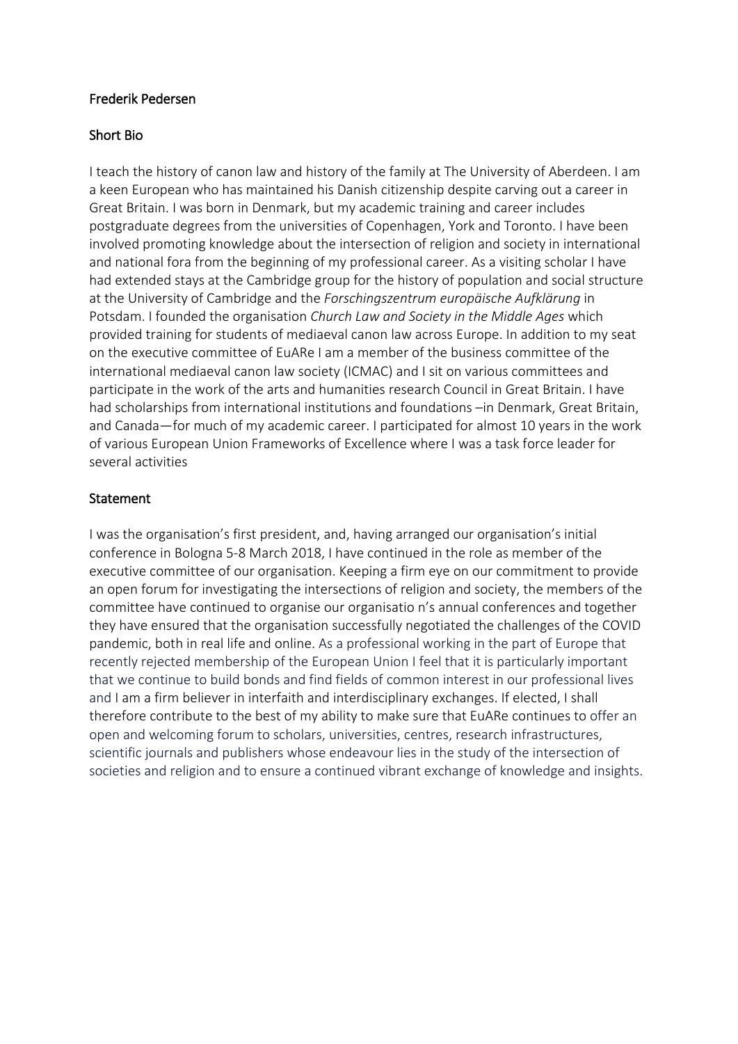Frederik Pedersen

## Short Bio

I teach the history of canon law and history of the family at The University of Aberdeen. I am a keen European who has maintained his Danish citizenship despite carving out a career in Great Britain. I was born in Denmark, but my academic training and career includes postgraduate degrees from the universities of Copenhagen, York and Toronto. I have been involved promoting knowledge about the intersection of religion and society in international and national fora from the beginning of my professional career. As a visiting scholar I have had extended stays at the Cambridge group for the history of population and social structure at the University of Cambridge and the *Forschingszentrum europäische Aufklärung* in Potsdam. I founded the organisation *Church Law and Society in the Middle Ages* which provided training for students of mediaeval canon law across Europe. In addition to my seat on the executive committee of EuARe I am a member of the business committee of the international mediaeval canon law society (ICMAC) and I sit on various committees and participate in the work of the arts and humanities research Council in Great Britain. I have had scholarships from international institutions and foundations –in Denmark, Great Britain, and Canada—for much of my academic career. I participated for almost 10 years in the work of various European Union Frameworks of Excellence where I was a task force leader for several activities

## Statement

I was the organisation's first president, and, having arranged our organisation's initial conference in Bologna 5-8 March 2018, I have continued in the role as member of the executive committee of our organisation. Keeping a firm eye on our commitment to provide an open forum for investigating the intersections of religion and society, the members of the committee have continued to organise our organisatio n's annual conferences and together they have ensured that the organisation successfully negotiated the challenges of the COVID pandemic, both in real life and online. As a professional working in the part of Europe that recently rejected membership of the European Union I feel that it is particularly important that we continue to build bonds and find fields of common interest in our professional lives and I am a firm believer in interfaith and interdisciplinary exchanges. If elected, I shall therefore contribute to the best of my ability to make sure that EuARe continues to offer an open and welcoming forum to scholars, universities, centres, research infrastructures, scientific journals and publishers whose endeavour lies in the study of the intersection of societies and religion and to ensure a continued vibrant exchange of knowledge and insights.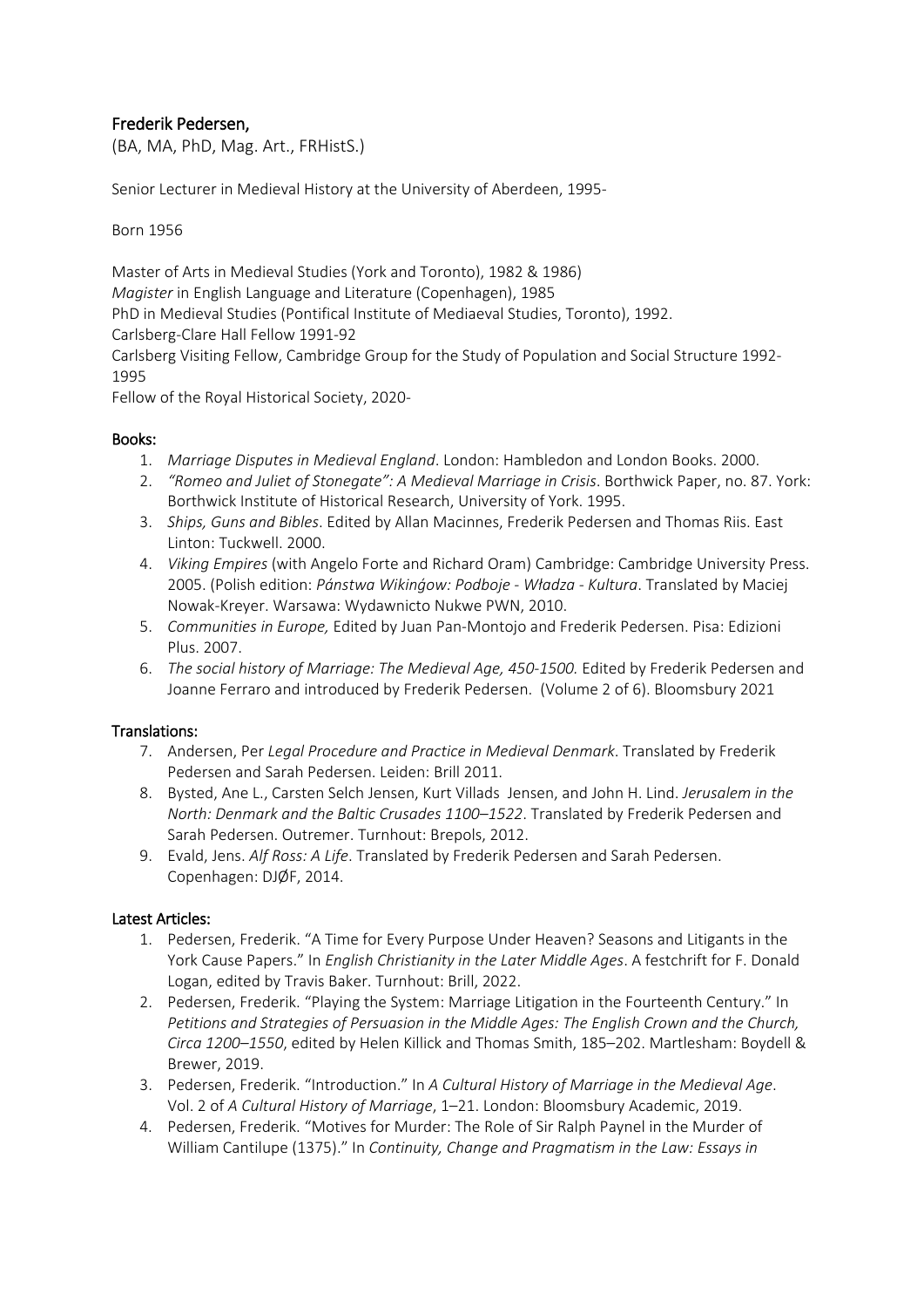## Frederik Pedersen,

(BA, MA, PhD, Mag. Art., FRHistS.)

Senior Lecturer in Medieval History at the University of Aberdeen, 1995-

Born 1956

Master of Arts in Medieval Studies (York and Toronto), 1982 & 1986)
*Magister* in English Language and Literature (Copenhagen), 1985
PhD in Medieval Studies (Pontifical Institute of Mediaeval Studies, Toronto), 1992.
Carlsberg-Clare Hall Fellow 1991-92
Carlsberg Visiting Fellow, Cambridge Group for the Study of Population and Social Structure 1992-1995
Fellow of the Royal Historical Society, 2020-

### Books:

1. *Marriage Disputes in Medieval England*. London: Hambledon and London Books. 2000.
2. *"Romeo and Juliet of Stonegate": A Medieval Marriage in Crisis*. Borthwick Paper, no. 87. York: Borthwick Institute of Historical Research, University of York. 1995.
3. *Ships, Guns and Bibles*. Edited by Allan Macinnes, Frederik Pedersen and Thomas Riis. East Linton: Tuckwell. 2000.
4. *Viking Empires* (with Angelo Forte and Richard Oram) Cambridge: Cambridge University Press. 2005. (Polish edition: *Pánstwa Wikinǵow: Podboje - Władza - Kultura*. Translated by Maciej Nowak-Kreyer. Warsawa: Wydawnicto Nukwe PWN, 2010.
5. *Communities in Europe,* Edited by Juan Pan-Montojo and Frederik Pedersen. Pisa: Edizioni Plus. 2007.
6. *The social history of Marriage: The Medieval Age, 450-1500.* Edited by Frederik Pedersen and Joanne Ferraro and introduced by Frederik Pedersen. (Volume 2 of 6). Bloomsbury 2021

### Translations:

7. Andersen, Per *Legal Procedure and Practice in Medieval Denmark*. Translated by Frederik Pedersen and Sarah Pedersen. Leiden: Brill 2011.
8. Bysted, Ane L., Carsten Selch Jensen, Kurt Villads Jensen, and John H. Lind. *Jerusalem in the North: Denmark and the Baltic Crusades 1100–1522*. Translated by Frederik Pedersen and Sarah Pedersen. Outremer. Turnhout: Brepols, 2012.
9. Evald, Jens. *Alf Ross: A Life*. Translated by Frederik Pedersen and Sarah Pedersen. Copenhagen: DJØF, 2014.

### Latest Articles:

1. Pedersen, Frederik. "A Time for Every Purpose Under Heaven? Seasons and Litigants in the York Cause Papers." In *English Christianity in the Later Middle Ages*. A festchrift for F. Donald Logan, edited by Travis Baker. Turnhout: Brill, 2022.
2. Pedersen, Frederik. "Playing the System: Marriage Litigation in the Fourteenth Century." In *Petitions and Strategies of Persuasion in the Middle Ages: The English Crown and the Church, Circa 1200–1550*, edited by Helen Killick and Thomas Smith, 185–202. Martlesham: Boydell & Brewer, 2019.
3. Pedersen, Frederik. "Introduction." In *A Cultural History of Marriage in the Medieval Age*. Vol. 2 of *A Cultural History of Marriage*, 1–21. London: Bloomsbury Academic, 2019.
4. Pedersen, Frederik. "Motives for Murder: The Role of Sir Ralph Paynel in the Murder of William Cantilupe (1375)." In *Continuity, Change and Pragmatism in the Law: Essays in*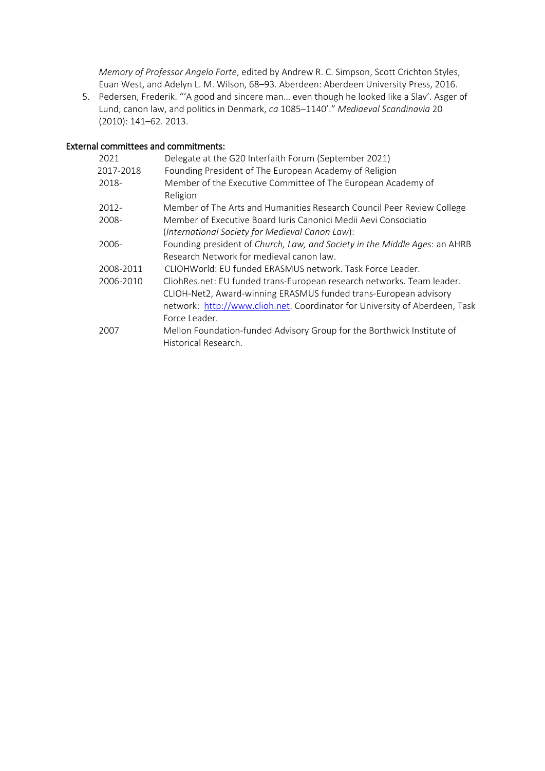*Memory of Professor Angelo Forte*, edited by Andrew R. C. Simpson, Scott Crichton Styles, Euan West, and Adelyn L. M. Wilson, 68–93. Aberdeen: Aberdeen University Press, 2016.

5. Pedersen, Frederik. "'A good and sincere man… even though he looked like a Slav'. Asger of Lund, canon law, and politics in Denmark, *ca* 1085–1140'." *Mediaeval Scandinavia* 20 (2010): 141–62. 2013.

### External committees and commitments:

| | |
|---|---|
| 2021 | Delegate at the G20 Interfaith Forum (September 2021) |
| 2017-2018 | Founding President of The European Academy of Religion |
| 2018- | Member of the Executive Committee of The European Academy of Religion |
| 2012- | Member of The Arts and Humanities Research Council Peer Review College |
| 2008- | Member of Executive Board Iuris Canonici Medii Aevi Consociatio (*International Society for Medieval Canon Law*): |
| 2006- | Founding president of *Church, Law, and Society in the Middle Ages*: an AHRB Research Network for medieval canon law. |
| 2008-2011 | CLIOHWorld: EU funded ERASMUS network. Task Force Leader. |
| 2006-2010 | CliohRes.net: EU funded trans-European research networks. Team leader. CLIOH-Net2, Award-winning ERASMUS funded trans-European advisory network: http://www.clioh.net. Coordinator for University of Aberdeen, Task Force Leader. |
| 2007 | Mellon Foundation-funded Advisory Group for the Borthwick Institute of Historical Research. |